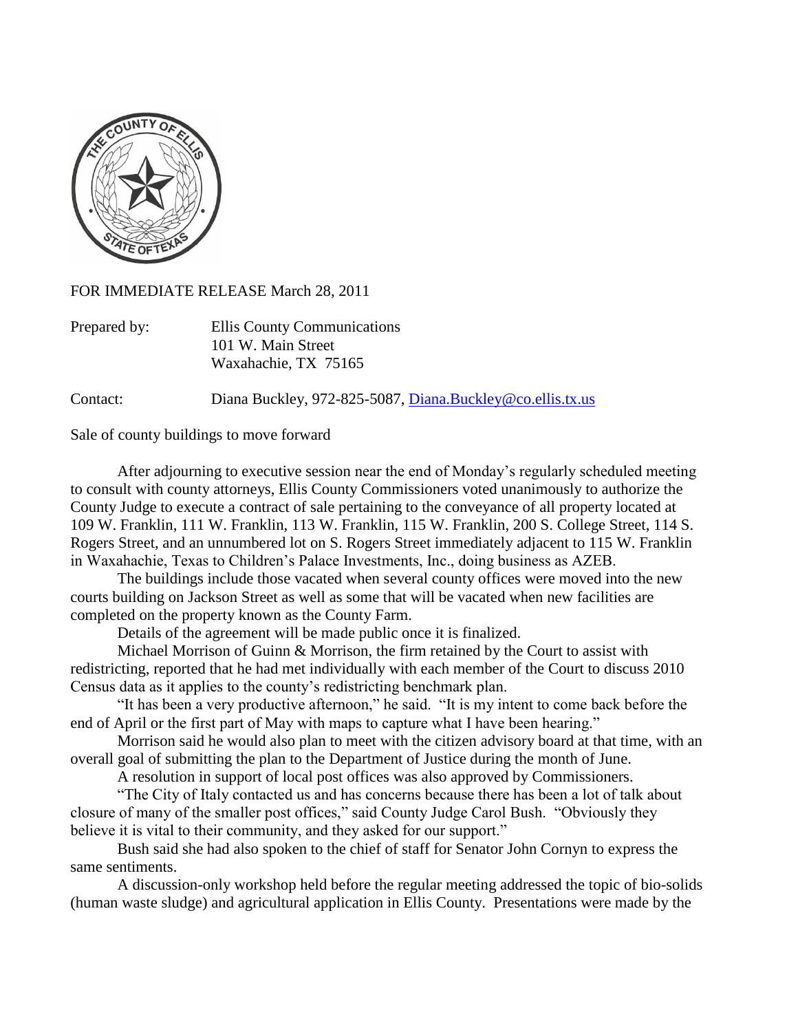FOR IMMEDIATE RELEASE March 28, 2011

Prepared by: Ellis County Communications
101 W. Main Street
Waxahachie, TX 75165

Contact: Diana Buckley, 972-825-5087, Diana.Buckley@co.ellis.tx.us

Sale of county buildings to move forward

After adjourning to executive session near the end of Monday's regularly scheduled meeting to consult with county attorneys, Ellis County Commissioners voted unanimously to authorize the County Judge to execute a contract of sale pertaining to the conveyance of all property located at 109 W. Franklin, 111 W. Franklin, 113 W. Franklin, 115 W. Franklin, 200 S. College Street, 114 S. Rogers Street, and an unnumbered lot on S. Rogers Street immediately adjacent to 115 W. Franklin in Waxahachie, Texas to Children's Palace Investments, Inc., doing business as AZEB.

The buildings include those vacated when several county offices were moved into the new courts building on Jackson Street as well as some that will be vacated when new facilities are completed on the property known as the County Farm.

Details of the agreement will be made public once it is finalized.

Michael Morrison of Guinn & Morrison, the firm retained by the Court to assist with redistricting, reported that he had met individually with each member of the Court to discuss 2010 Census data as it applies to the county's redistricting benchmark plan.

"It has been a very productive afternoon," he said. "It is my intent to come back before the end of April or the first part of May with maps to capture what I have been hearing."

Morrison said he would also plan to meet with the citizen advisory board at that time, with an overall goal of submitting the plan to the Department of Justice during the month of June.

A resolution in support of local post offices was also approved by Commissioners.

"The City of Italy contacted us and has concerns because there has been a lot of talk about closure of many of the smaller post offices," said County Judge Carol Bush. "Obviously they believe it is vital to their community, and they asked for our support."

Bush said she had also spoken to the chief of staff for Senator John Cornyn to express the same sentiments.

A discussion-only workshop held before the regular meeting addressed the topic of bio-solids (human waste sludge) and agricultural application in Ellis County. Presentations were made by the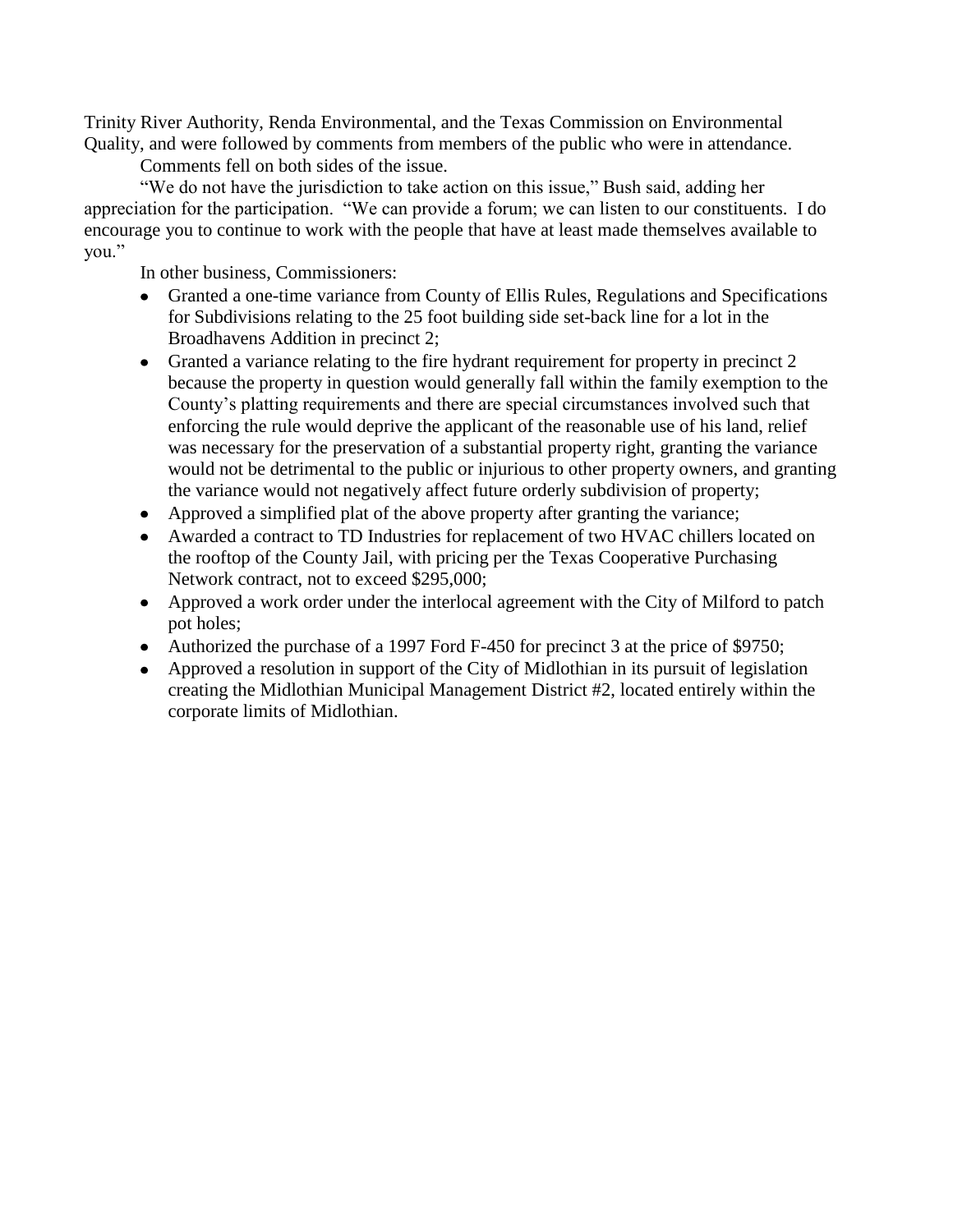Trinity River Authority, Renda Environmental, and the Texas Commission on Environmental Quality, and were followed by comments from members of the public who were in attendance.

Comments fell on both sides of the issue.

"We do not have the jurisdiction to take action on this issue," Bush said, adding her appreciation for the participation. "We can provide a forum; we can listen to our constituents. I do encourage you to continue to work with the people that have at least made themselves available to you."

In other business, Commissioners:

- Granted a one-time variance from County of Ellis Rules, Regulations and Specifications for Subdivisions relating to the 25 foot building side set-back line for a lot in the Broadhavens Addition in precinct 2;
- Granted a variance relating to the fire hydrant requirement for property in precinct 2 because the property in question would generally fall within the family exemption to the County's platting requirements and there are special circumstances involved such that enforcing the rule would deprive the applicant of the reasonable use of his land, relief was necessary for the preservation of a substantial property right, granting the variance would not be detrimental to the public or injurious to other property owners, and granting the variance would not negatively affect future orderly subdivision of property;
- Approved a simplified plat of the above property after granting the variance;
- Awarded a contract to TD Industries for replacement of two HVAC chillers located on the rooftop of the County Jail, with pricing per the Texas Cooperative Purchasing Network contract, not to exceed $295,000;
- Approved a work order under the interlocal agreement with the City of Milford to patch pot holes;
- Authorized the purchase of a 1997 Ford F-450 for precinct 3 at the price of $9750;
- Approved a resolution in support of the City of Midlothian in its pursuit of legislation creating the Midlothian Municipal Management District #2, located entirely within the corporate limits of Midlothian.